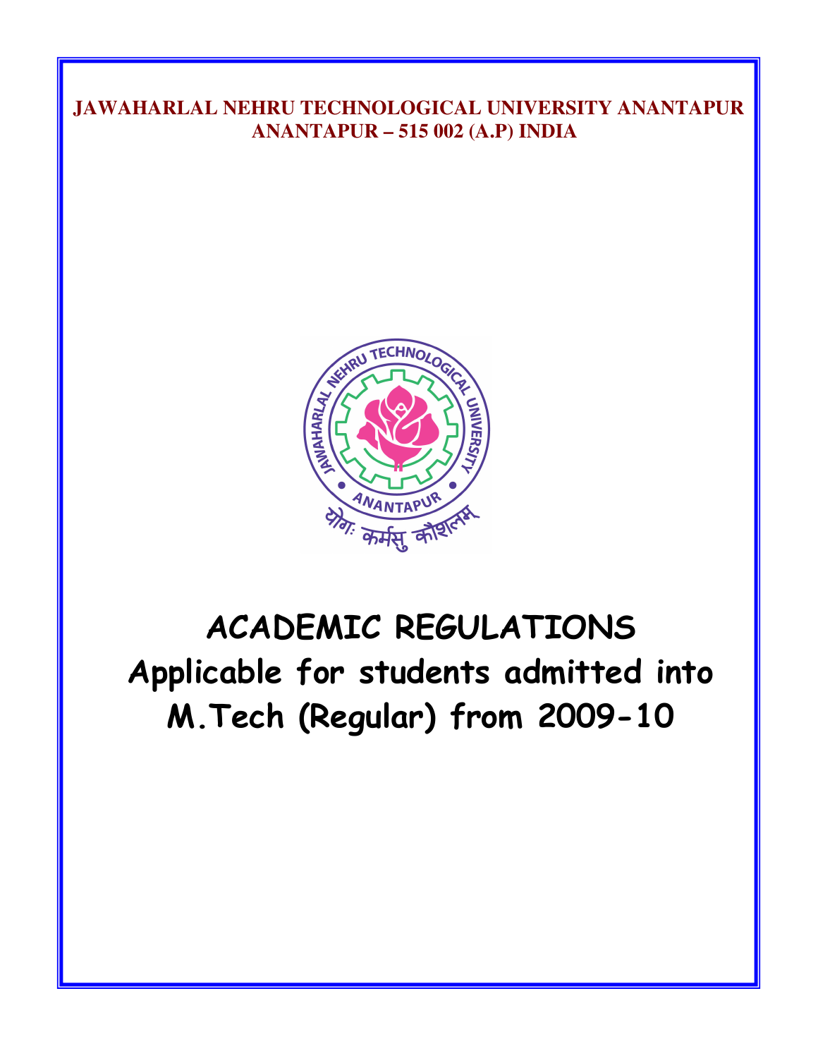**JAWAHARLAL NEHRU TECHNOLOGICAL UNIVERSITY ANANTAPUR**
**ANANTAPUR – 515 002 (A.P) INDIA**

# ACADEMIC REGULATIONS
# Applicable for students admitted into M.Tech (Regular) from 2009-10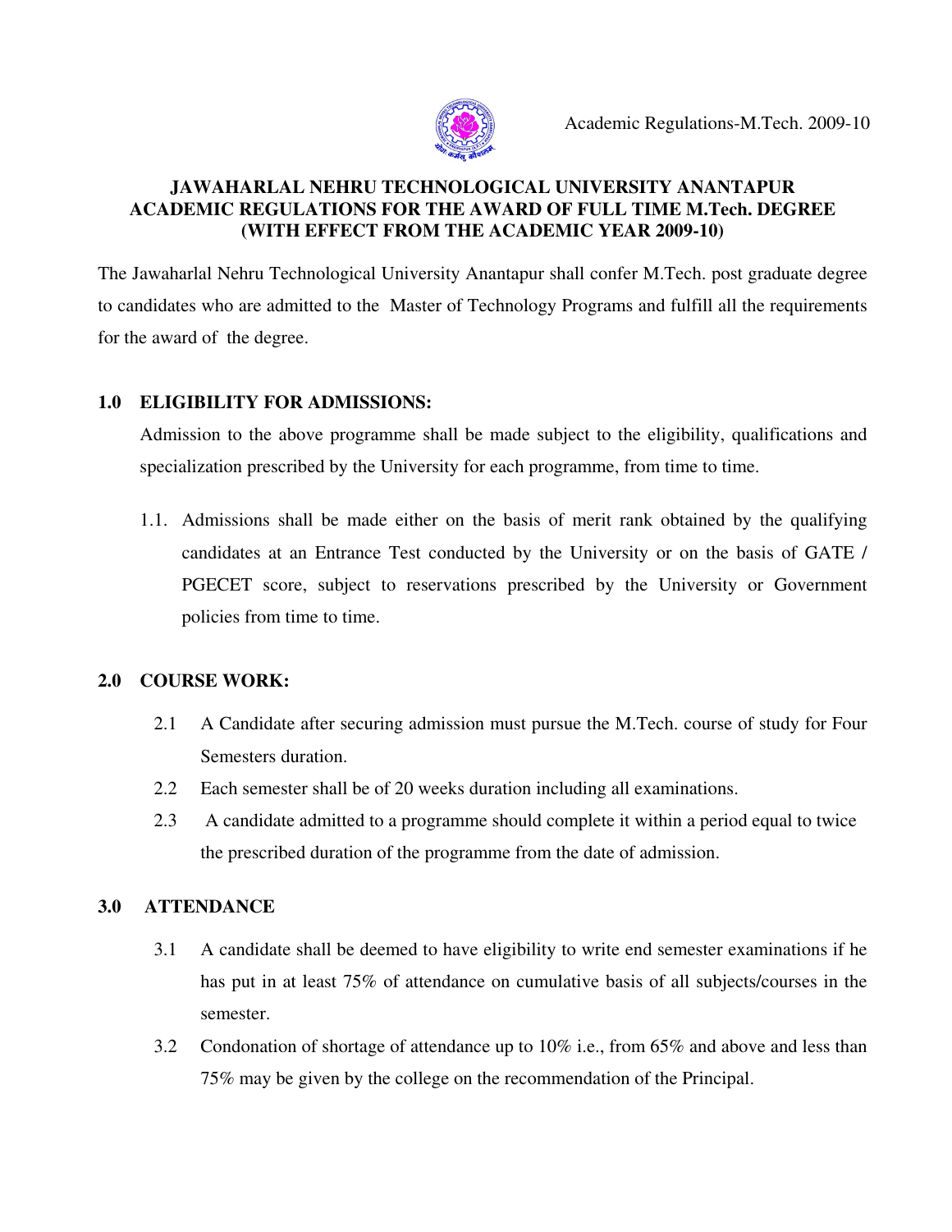# JAWAHARLAL NEHRU TECHNOLOGICAL UNIVERSITY ANANTAPUR
## ACADEMIC REGULATIONS FOR THE AWARD OF FULL TIME M.Tech. DEGREE
### (WITH EFFECT FROM THE ACADEMIC YEAR 2009-10)

The Jawaharlal Nehru Technological University Anantapur shall confer M.Tech. post graduate degree to candidates who are admitted to the Master of Technology Programs and fulfill all the requirements for the award of the degree.

## 1.0 ELIGIBILITY FOR ADMISSIONS:

Admission to the above programme shall be made subject to the eligibility, qualifications and specialization prescribed by the University for each programme, from time to time.

1.1. Admissions shall be made either on the basis of merit rank obtained by the qualifying candidates at an Entrance Test conducted by the University or on the basis of GATE / PGECET score, subject to reservations prescribed by the University or Government policies from time to time.

## 2.0 COURSE WORK:

2.1 A Candidate after securing admission must pursue the M.Tech. course of study for Four Semesters duration.

2.2 Each semester shall be of 20 weeks duration including all examinations.

2.3 A candidate admitted to a programme should complete it within a period equal to twice the prescribed duration of the programme from the date of admission.

## 3.0 ATTENDANCE

3.1 A candidate shall be deemed to have eligibility to write end semester examinations if he has put in at least 75% of attendance on cumulative basis of all subjects/courses in the semester.

3.2 Condonation of shortage of attendance up to 10% i.e., from 65% and above and less than 75% may be given by the college on the recommendation of the Principal.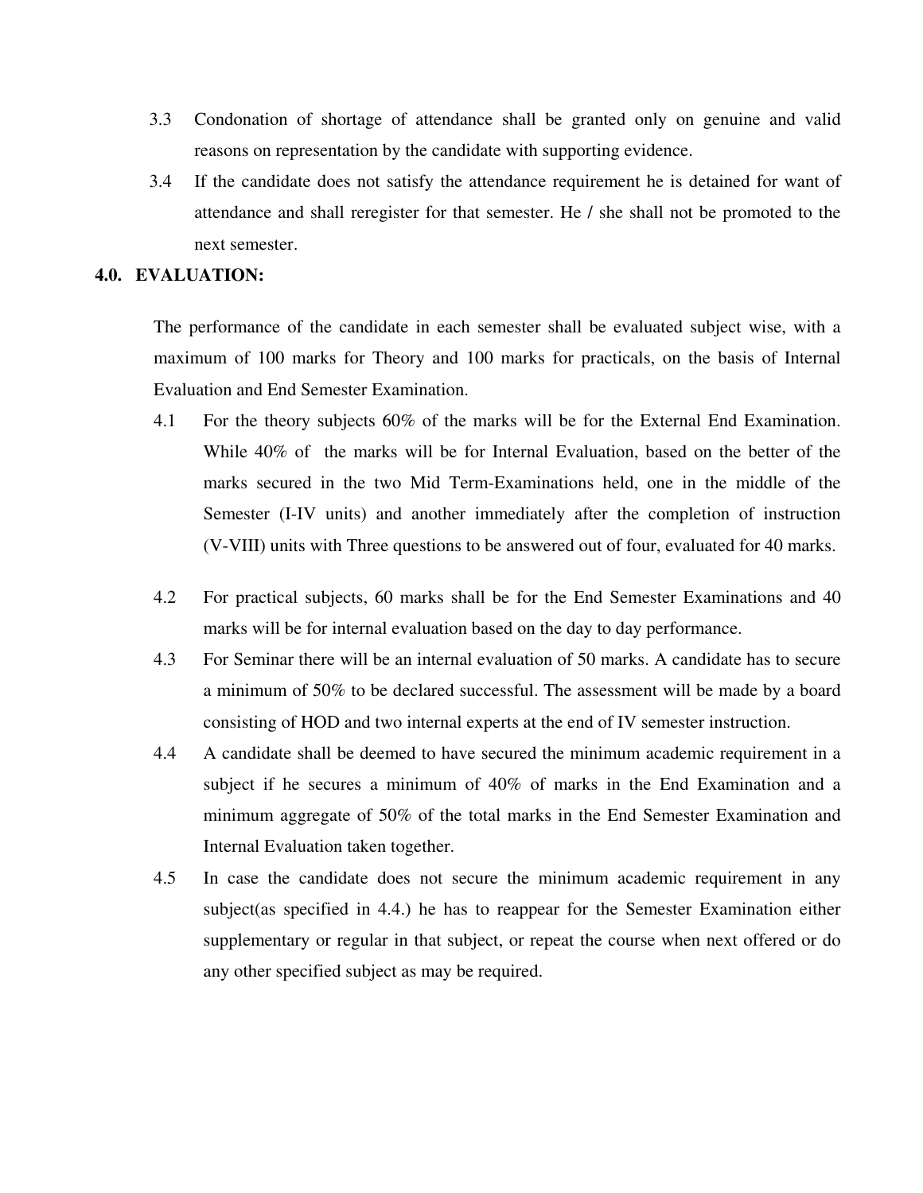3.3 Condonation of shortage of attendance shall be granted only on genuine and valid reasons on representation by the candidate with supporting evidence.

3.4 If the candidate does not satisfy the attendance requirement he is detained for want of attendance and shall reregister for that semester. He / she shall not be promoted to the next semester.

## 4.0. EVALUATION:

The performance of the candidate in each semester shall be evaluated subject wise, with a maximum of 100 marks for Theory and 100 marks for practicals, on the basis of Internal Evaluation and End Semester Examination.

4.1 For the theory subjects 60% of the marks will be for the External End Examination. While 40% of the marks will be for Internal Evaluation, based on the better of the marks secured in the two Mid Term-Examinations held, one in the middle of the Semester (I-IV units) and another immediately after the completion of instruction (V-VIII) units with Three questions to be answered out of four, evaluated for 40 marks.

4.2 For practical subjects, 60 marks shall be for the End Semester Examinations and 40 marks will be for internal evaluation based on the day to day performance.

4.3 For Seminar there will be an internal evaluation of 50 marks. A candidate has to secure a minimum of 50% to be declared successful. The assessment will be made by a board consisting of HOD and two internal experts at the end of IV semester instruction.

4.4 A candidate shall be deemed to have secured the minimum academic requirement in a subject if he secures a minimum of 40% of marks in the End Examination and a minimum aggregate of 50% of the total marks in the End Semester Examination and Internal Evaluation taken together.

4.5 In case the candidate does not secure the minimum academic requirement in any subject(as specified in 4.4.) he has to reappear for the Semester Examination either supplementary or regular in that subject, or repeat the course when next offered or do any other specified subject as may be required.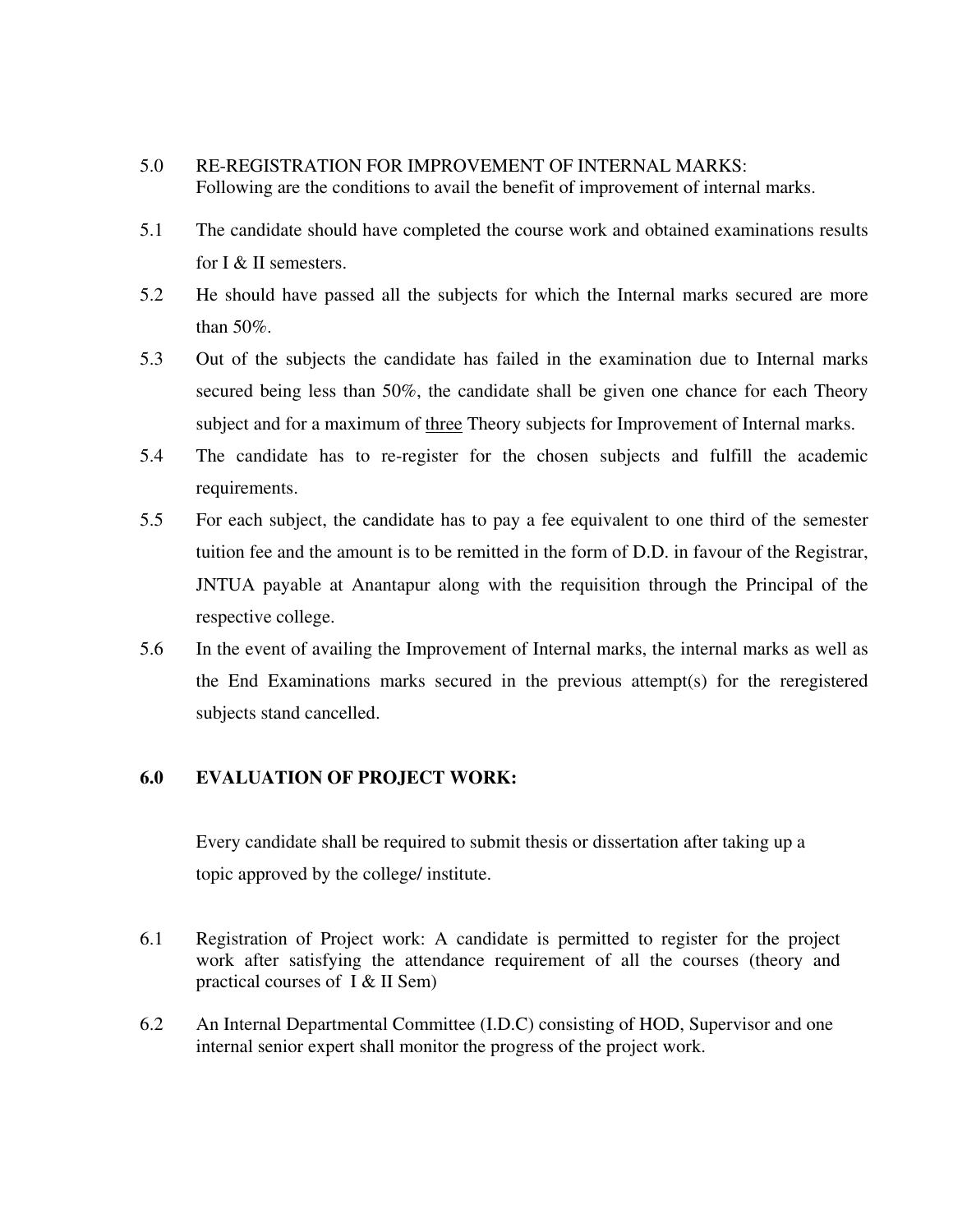5.0 RE-REGISTRATION FOR IMPROVEMENT OF INTERNAL MARKS:
Following are the conditions to avail the benefit of improvement of internal marks.

5.1 The candidate should have completed the course work and obtained examinations results for I & II semesters.

5.2 He should have passed all the subjects for which the Internal marks secured are more than 50%.

5.3 Out of the subjects the candidate has failed in the examination due to Internal marks secured being less than 50%, the candidate shall be given one chance for each Theory subject and for a maximum of <u>three</u> Theory subjects for Improvement of Internal marks.

5.4 The candidate has to re-register for the chosen subjects and fulfill the academic requirements.

5.5 For each subject, the candidate has to pay a fee equivalent to one third of the semester tuition fee and the amount is to be remitted in the form of D.D. in favour of the Registrar, JNTUA payable at Anantapur along with the requisition through the Principal of the respective college.

5.6 In the event of availing the Improvement of Internal marks, the internal marks as well as the End Examinations marks secured in the previous attempt(s) for the reregistered subjects stand cancelled.

## 6.0 EVALUATION OF PROJECT WORK:

Every candidate shall be required to submit thesis or dissertation after taking up a topic approved by the college/ institute.

6.1 Registration of Project work: A candidate is permitted to register for the project work after satisfying the attendance requirement of all the courses (theory and practical courses of I & II Sem)

6.2 An Internal Departmental Committee (I.D.C) consisting of HOD, Supervisor and one internal senior expert shall monitor the progress of the project work.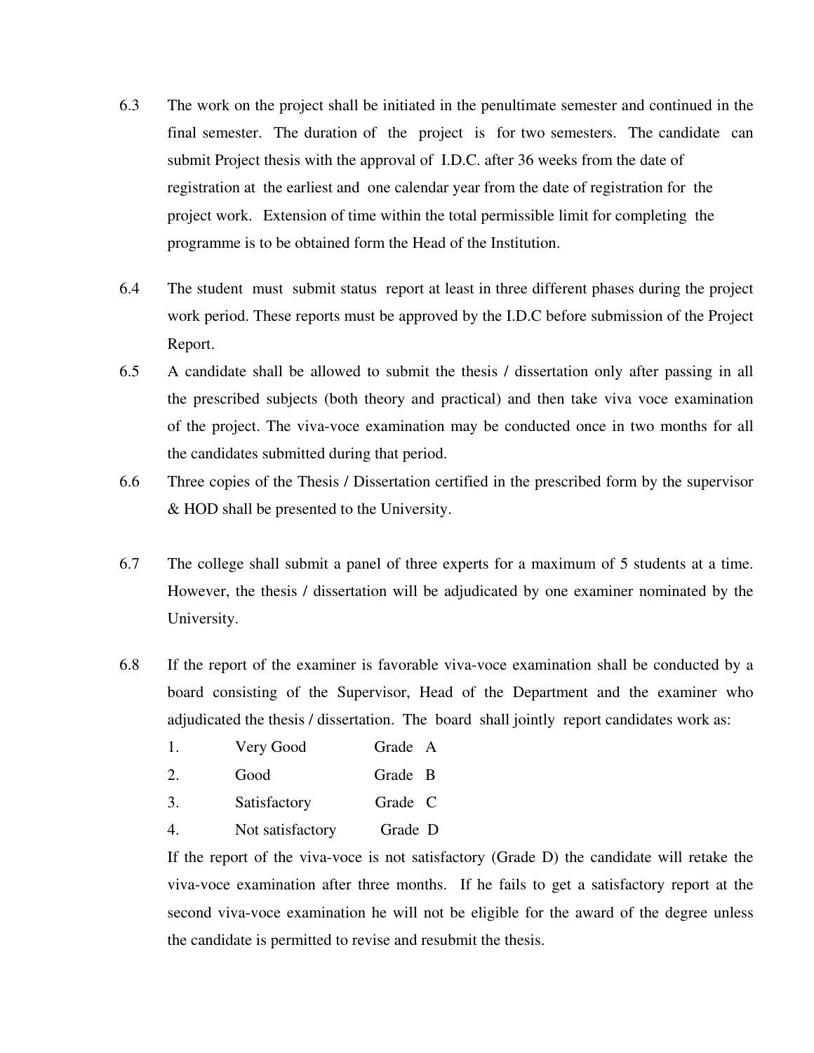6.3 The work on the project shall be initiated in the penultimate semester and continued in the final semester. The duration of the project is for two semesters. The candidate can submit Project thesis with the approval of I.D.C. after 36 weeks from the date of registration at the earliest and one calendar year from the date of registration for the project work. Extension of time within the total permissible limit for completing the programme is to be obtained form the Head of the Institution.

6.4 The student must submit status report at least in three different phases during the project work period. These reports must be approved by the I.D.C before submission of the Project Report.

6.5 A candidate shall be allowed to submit the thesis / dissertation only after passing in all the prescribed subjects (both theory and practical) and then take viva voce examination of the project. The viva-voce examination may be conducted once in two months for all the candidates submitted during that period.

6.6 Three copies of the Thesis / Dissertation certified in the prescribed form by the supervisor & HOD shall be presented to the University.

6.7 The college shall submit a panel of three experts for a maximum of 5 students at a time. However, the thesis / dissertation will be adjudicated by one examiner nominated by the University.

6.8 If the report of the examiner is favorable viva-voce examination shall be conducted by a board consisting of the Supervisor, Head of the Department and the examiner who adjudicated the thesis / dissertation. The board shall jointly report candidates work as:

| | | |
|---|---|---|
| 1. | Very Good | Grade A |
| 2. | Good | Grade B |
| 3. | Satisfactory | Grade C |
| 4. | Not satisfactory | Grade D |

If the report of the viva-voce is not satisfactory (Grade D) the candidate will retake the viva-voce examination after three months. If he fails to get a satisfactory report at the second viva-voce examination he will not be eligible for the award of the degree unless the candidate is permitted to revise and resubmit the thesis.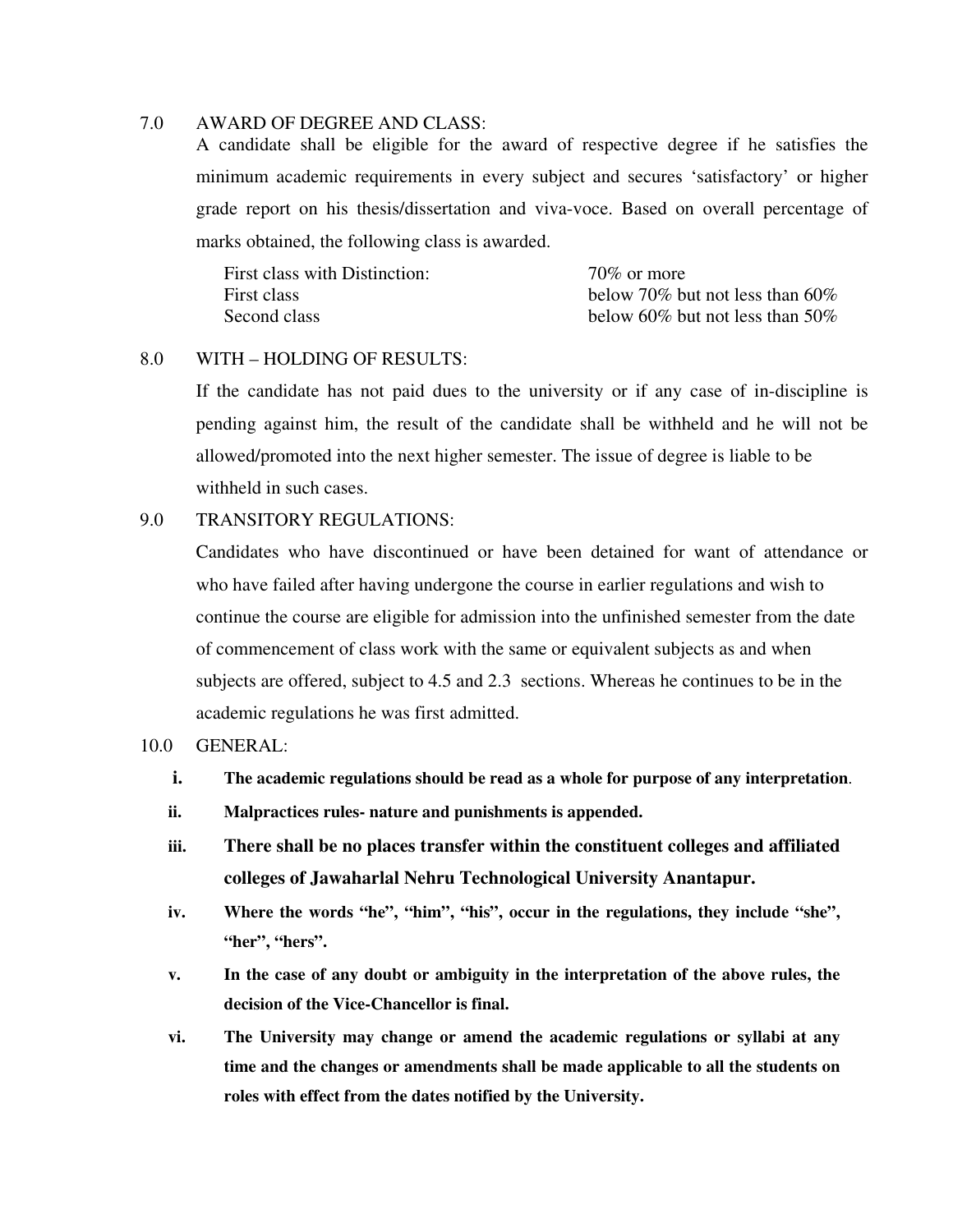## 7.0 AWARD OF DEGREE AND CLASS:

A candidate shall be eligible for the award of respective degree if he satisfies the minimum academic requirements in every subject and secures 'satisfactory' or higher grade report on his thesis/dissertation and viva-voce. Based on overall percentage of marks obtained, the following class is awarded.

| | |
|---|---|
| First class with Distinction: | 70% or more |
| First class | below 70% but not less than 60% |
| Second class | below 60% but not less than 50% |

## 8.0 WITH – HOLDING OF RESULTS:

If the candidate has not paid dues to the university or if any case of in-discipline is pending against him, the result of the candidate shall be withheld and he will not be allowed/promoted into the next higher semester. The issue of degree is liable to be withheld in such cases.

## 9.0 TRANSITORY REGULATIONS:

Candidates who have discontinued or have been detained for want of attendance or who have failed after having undergone the course in earlier regulations and wish to continue the course are eligible for admission into the unfinished semester from the date of commencement of class work with the same or equivalent subjects as and when subjects are offered, subject to 4.5 and 2.3 sections. Whereas he continues to be in the academic regulations he was first admitted.

## 10.0 GENERAL:

- i. **The academic regulations should be read as a whole for purpose of any interpretation**.
- ii. **Malpractices rules- nature and punishments is appended.**
- iii. **There shall be no places transfer within the constituent colleges and affiliated colleges of Jawaharlal Nehru Technological University Anantapur.**
- iv. **Where the words "he", "him", "his", occur in the regulations, they include "she", "her", "hers".**
- v. **In the case of any doubt or ambiguity in the interpretation of the above rules, the decision of the Vice-Chancellor is final.**
- vi. **The University may change or amend the academic regulations or syllabi at any time and the changes or amendments shall be made applicable to all the students on roles with effect from the dates notified by the University.**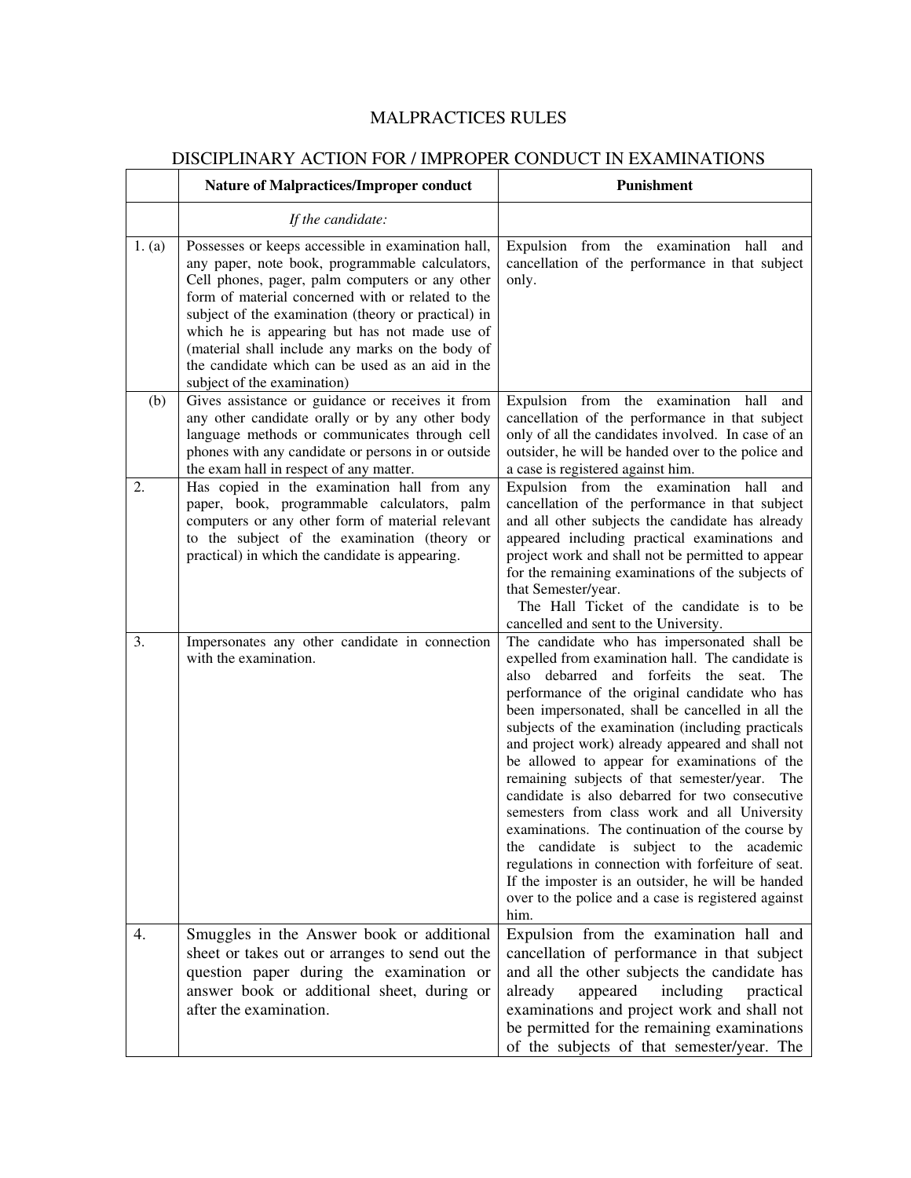# MALPRACTICES RULES

## DISCIPLINARY ACTION FOR / IMPROPER CONDUCT IN EXAMINATIONS

| | Nature of Malpractices/Improper conduct | Punishment |
|---|---|---|
| | *If the candidate:* | |
| 1. (a) | Possesses or keeps accessible in examination hall, any paper, note book, programmable calculators, Cell phones, pager, palm computers or any other form of material concerned with or related to the subject of the examination (theory or practical) in which he is appearing but has not made use of (material shall include any marks on the body of the candidate which can be used as an aid in the subject of the examination) | Expulsion from the examination hall and cancellation of the performance in that subject only. |
| (b) | Gives assistance or guidance or receives it from any other candidate orally or by any other body language methods or communicates through cell phones with any candidate or persons in or outside the exam hall in respect of any matter. | Expulsion from the examination hall and cancellation of the performance in that subject only of all the candidates involved. In case of an outsider, he will be handed over to the police and a case is registered against him. |
| 2. | Has copied in the examination hall from any paper, book, programmable calculators, palm computers or any other form of material relevant to the subject of the examination (theory or practical) in which the candidate is appearing. | Expulsion from the examination hall and cancellation of the performance in that subject and all other subjects the candidate has already appeared including practical examinations and project work and shall not be permitted to appear for the remaining examinations of the subjects of that Semester/year. The Hall Ticket of the candidate is to be cancelled and sent to the University. |
| 3. | Impersonates any other candidate in connection with the examination. | The candidate who has impersonated shall be expelled from examination hall. The candidate is also debarred and forfeits the seat. The performance of the original candidate who has been impersonated, shall be cancelled in all the subjects of the examination (including practicals and project work) already appeared and shall not be allowed to appear for examinations of the remaining subjects of that semester/year. The candidate is also debarred for two consecutive semesters from class work and all University examinations. The continuation of the course by the candidate is subject to the academic regulations in connection with forfeiture of seat. If the imposter is an outsider, he will be handed over to the police and a case is registered against him. |
| 4. | Smuggles in the Answer book or additional sheet or takes out or arranges to send out the question paper during the examination or answer book or additional sheet, during or after the examination. | Expulsion from the examination hall and cancellation of performance in that subject and all the other subjects the candidate has already appeared including practical examinations and project work and shall not be permitted for the remaining examinations of the subjects of that semester/year. The |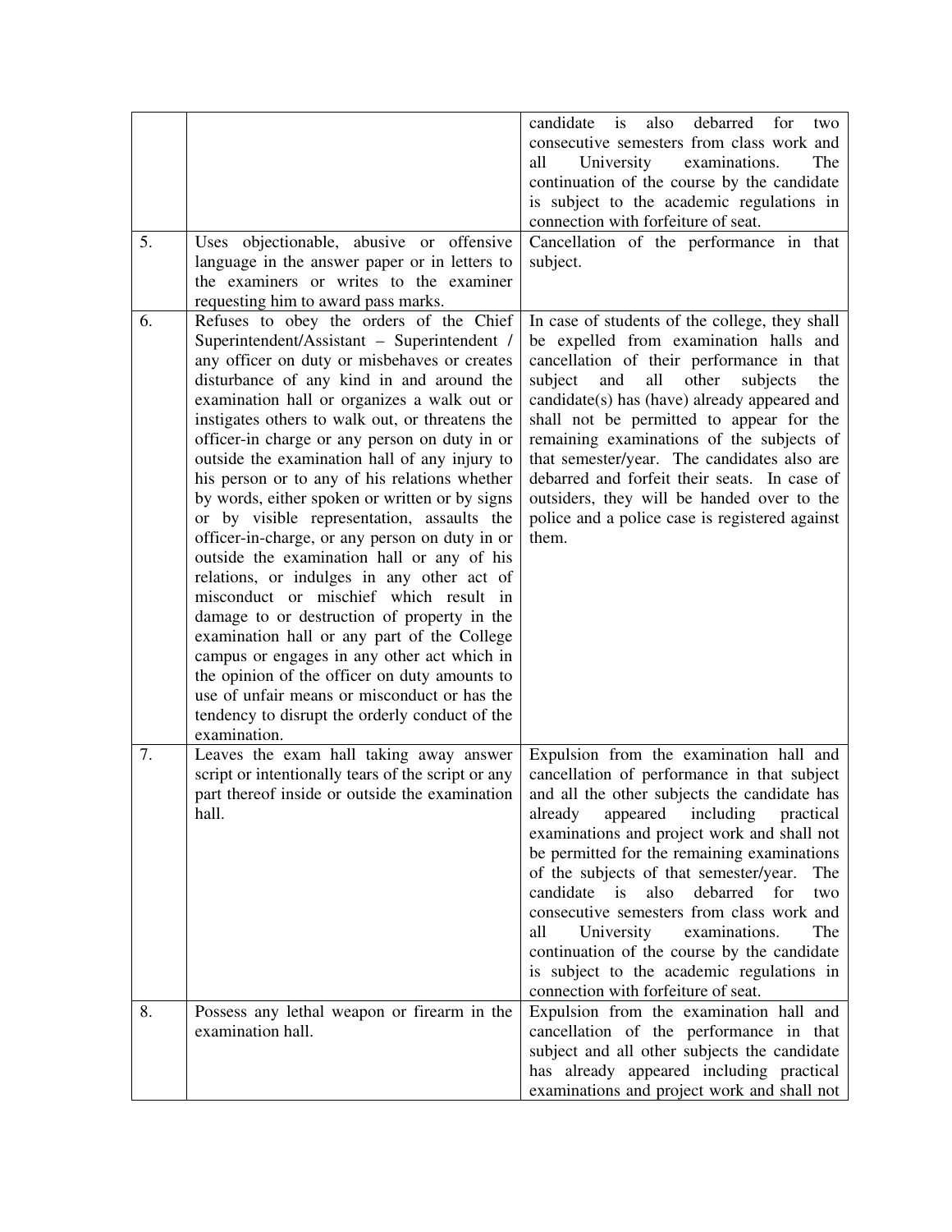| | | |
|---|---|---|
| | | candidate is also debarred for two consecutive semesters from class work and all University examinations. The continuation of the course by the candidate is subject to the academic regulations in connection with forfeiture of seat. |
| 5. | Uses objectionable, abusive or offensive language in the answer paper or in letters to the examiners or writes to the examiner requesting him to award pass marks. | Cancellation of the performance in that subject. |
| 6. | Refuses to obey the orders of the Chief Superintendent/Assistant – Superintendent / any officer on duty or misbehaves or creates disturbance of any kind in and around the examination hall or organizes a walk out or instigates others to walk out, or threatens the officer-in charge or any person on duty in or outside the examination hall of any injury to his person or to any of his relations whether by words, either spoken or written or by signs or by visible representation, assaults the officer-in-charge, or any person on duty in or outside the examination hall or any of his relations, or indulges in any other act of misconduct or mischief which result in damage to or destruction of property in the examination hall or any part of the College campus or engages in any other act which in the opinion of the officer on duty amounts to use of unfair means or misconduct or has the tendency to disrupt the orderly conduct of the examination. | In case of students of the college, they shall be expelled from examination halls and cancellation of their performance in that subject and all other subjects the candidate(s) has (have) already appeared and shall not be permitted to appear for the remaining examinations of the subjects of that semester/year. The candidates also are debarred and forfeit their seats. In case of outsiders, they will be handed over to the police and a police case is registered against them. |
| 7. | Leaves the exam hall taking away answer script or intentionally tears of the script or any part thereof inside or outside the examination hall. | Expulsion from the examination hall and cancellation of performance in that subject and all the other subjects the candidate has already appeared including practical examinations and project work and shall not be permitted for the remaining examinations of the subjects of that semester/year. The candidate is also debarred for two consecutive semesters from class work and all University examinations. The continuation of the course by the candidate is subject to the academic regulations in connection with forfeiture of seat. |
| 8. | Possess any lethal weapon or firearm in the examination hall. | Expulsion from the examination hall and cancellation of the performance in that subject and all other subjects the candidate has already appeared including practical examinations and project work and shall not |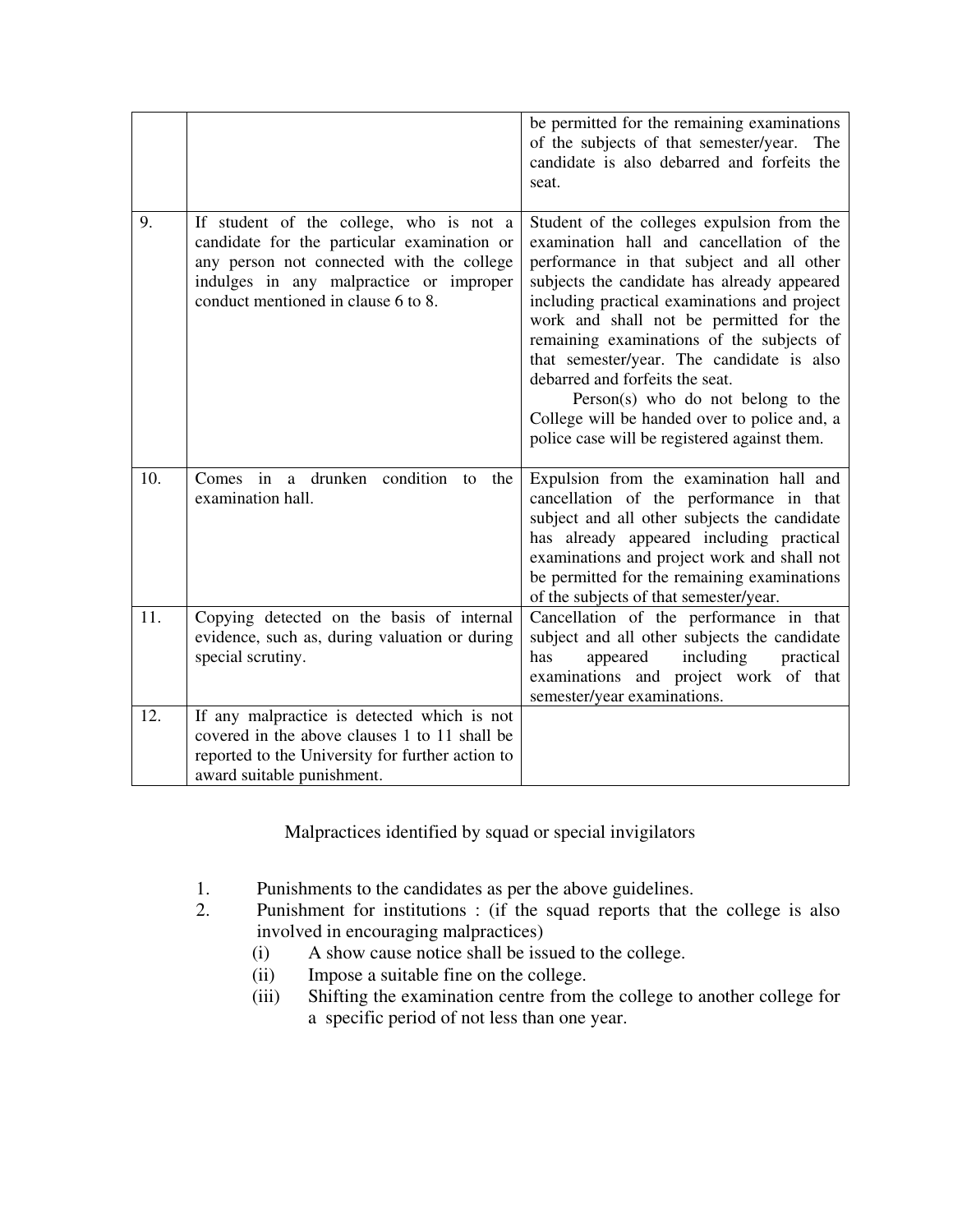| | | |
|---|---|---|
| | | be permitted for the remaining examinations of the subjects of that semester/year. The candidate is also debarred and forfeits the seat. |
| 9. | If student of the college, who is not a candidate for the particular examination or any person not connected with the college indulges in any malpractice or improper conduct mentioned in clause 6 to 8. | Student of the colleges expulsion from the examination hall and cancellation of the performance in that subject and all other subjects the candidate has already appeared including practical examinations and project work and shall not be permitted for the remaining examinations of the subjects of that semester/year. The candidate is also debarred and forfeits the seat.<br>Person(s) who do not belong to the College will be handed over to police and, a police case will be registered against them. |
| 10. | Comes in a drunken condition to the examination hall. | Expulsion from the examination hall and cancellation of the performance in that subject and all other subjects the candidate has already appeared including practical examinations and project work and shall not be permitted for the remaining examinations of the subjects of that semester/year. |
| 11. | Copying detected on the basis of internal evidence, such as, during valuation or during special scrutiny. | Cancellation of the performance in that subject and all other subjects the candidate has appeared including practical examinations and project work of that semester/year examinations. |
| 12. | If any malpractice is detected which is not covered in the above clauses 1 to 11 shall be reported to the University for further action to award suitable punishment. | |

Malpractices identified by squad or special invigilators

1. Punishments to the candidates as per the above guidelines.
2. Punishment for institutions : (if the squad reports that the college is also involved in encouraging malpractices)
   - (i) A show cause notice shall be issued to the college.
   - (ii) Impose a suitable fine on the college.
   - (iii) Shifting the examination centre from the college to another college for a specific period of not less than one year.